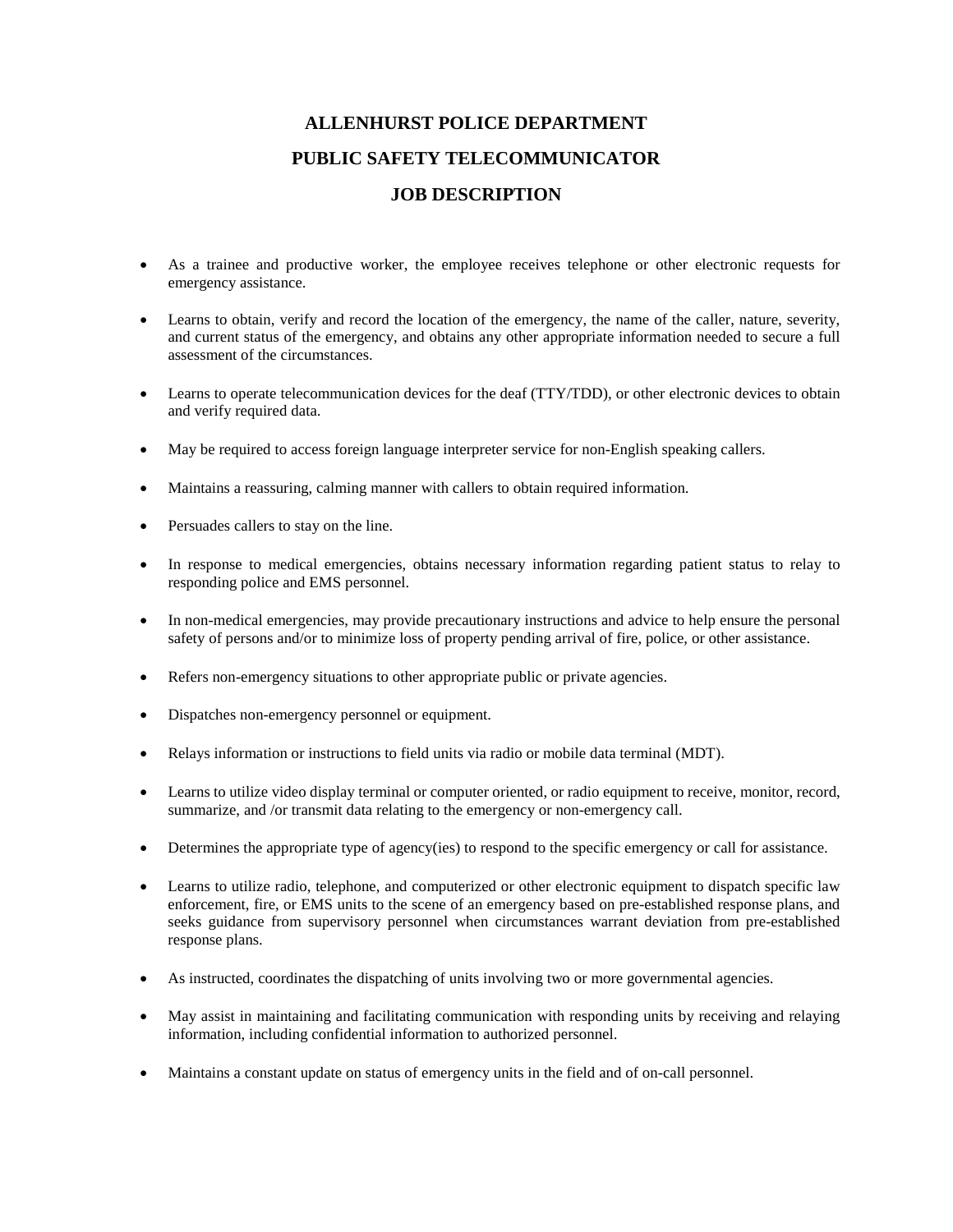# ALLENHURST POLICE DEPARTMENT

# PUBLIC SAFETY TELECOMMUNICATOR

# JOB DESCRIPTION

- As a trainee and productive worker, the employee receives telephone or other electronic requests for emergency assistance.
- Learns to obtain, verify and record the location of the emergency, the name of the caller, nature, severity, and current status of the emergency, and obtains any other appropriate information needed to secure a full assessment of the circumstances.
- Learns to operate telecommunication devices for the deaf (TTY/TDD), or other electronic devices to obtain and verify required data.
- May be required to access foreign language interpreter service for non-English speaking callers.
- Maintains a reassuring, calming manner with callers to obtain required information.
- Persuades callers to stay on the line.
- In response to medical emergencies, obtains necessary information regarding patient status to relay to responding police and EMS personnel.
- In non-medical emergencies, may provide precautionary instructions and advice to help ensure the personal safety of persons and/or to minimize loss of property pending arrival of fire, police, or other assistance.
- Refers non-emergency situations to other appropriate public or private agencies.
- Dispatches non-emergency personnel or equipment.
- Relays information or instructions to field units via radio or mobile data terminal (MDT).
- Learns to utilize video display terminal or computer oriented, or radio equipment to receive, monitor, record, summarize, and /or transmit data relating to the emergency or non-emergency call.
- Determines the appropriate type of agency(ies) to respond to the specific emergency or call for assistance.
- Learns to utilize radio, telephone, and computerized or other electronic equipment to dispatch specific law enforcement, fire, or EMS units to the scene of an emergency based on pre-established response plans, and seeks guidance from supervisory personnel when circumstances warrant deviation from pre-established response plans.
- As instructed, coordinates the dispatching of units involving two or more governmental agencies.
- May assist in maintaining and facilitating communication with responding units by receiving and relaying information, including confidential information to authorized personnel.
- Maintains a constant update on status of emergency units in the field and of on-call personnel.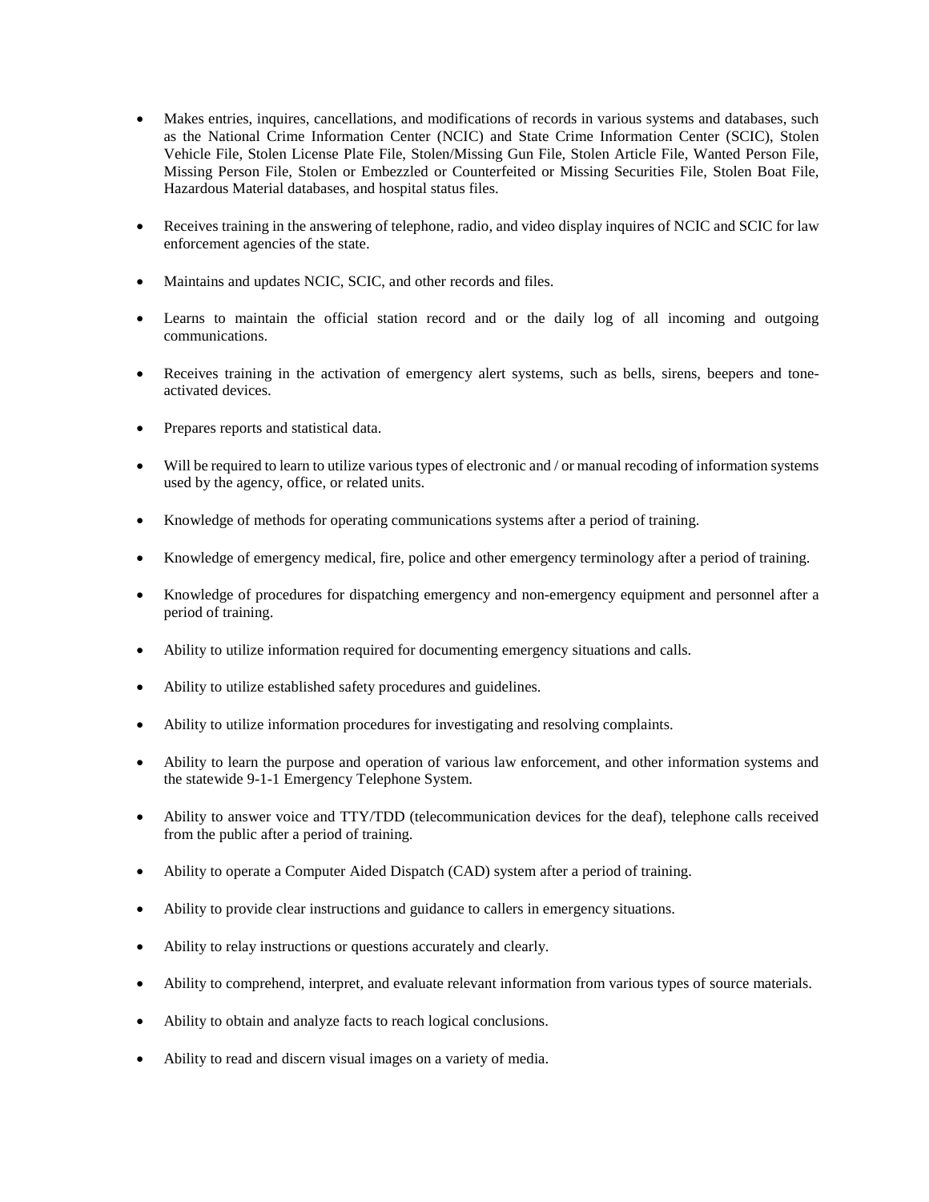- Makes entries, inquires, cancellations, and modifications of records in various systems and databases, such as the National Crime Information Center (NCIC) and State Crime Information Center (SCIC), Stolen Vehicle File, Stolen License Plate File, Stolen/Missing Gun File, Stolen Article File, Wanted Person File, Missing Person File, Stolen or Embezzled or Counterfeited or Missing Securities File, Stolen Boat File, Hazardous Material databases, and hospital status files.

- Receives training in the answering of telephone, radio, and video display inquires of NCIC and SCIC for law enforcement agencies of the state.

- Maintains and updates NCIC, SCIC, and other records and files.

- Learns to maintain the official station record and or the daily log of all incoming and outgoing communications.

- Receives training in the activation of emergency alert systems, such as bells, sirens, beepers and tone-activated devices.

- Prepares reports and statistical data.

- Will be required to learn to utilize various types of electronic and / or manual recoding of information systems used by the agency, office, or related units.

- Knowledge of methods for operating communications systems after a period of training.

- Knowledge of emergency medical, fire, police and other emergency terminology after a period of training.

- Knowledge of procedures for dispatching emergency and non-emergency equipment and personnel after a period of training.

- Ability to utilize information required for documenting emergency situations and calls.

- Ability to utilize established safety procedures and guidelines.

- Ability to utilize information procedures for investigating and resolving complaints.

- Ability to learn the purpose and operation of various law enforcement, and other information systems and the statewide 9-1-1 Emergency Telephone System.

- Ability to answer voice and TTY/TDD (telecommunication devices for the deaf), telephone calls received from the public after a period of training.

- Ability to operate a Computer Aided Dispatch (CAD) system after a period of training.

- Ability to provide clear instructions and guidance to callers in emergency situations.

- Ability to relay instructions or questions accurately and clearly.

- Ability to comprehend, interpret, and evaluate relevant information from various types of source materials.

- Ability to obtain and analyze facts to reach logical conclusions.

- Ability to read and discern visual images on a variety of media.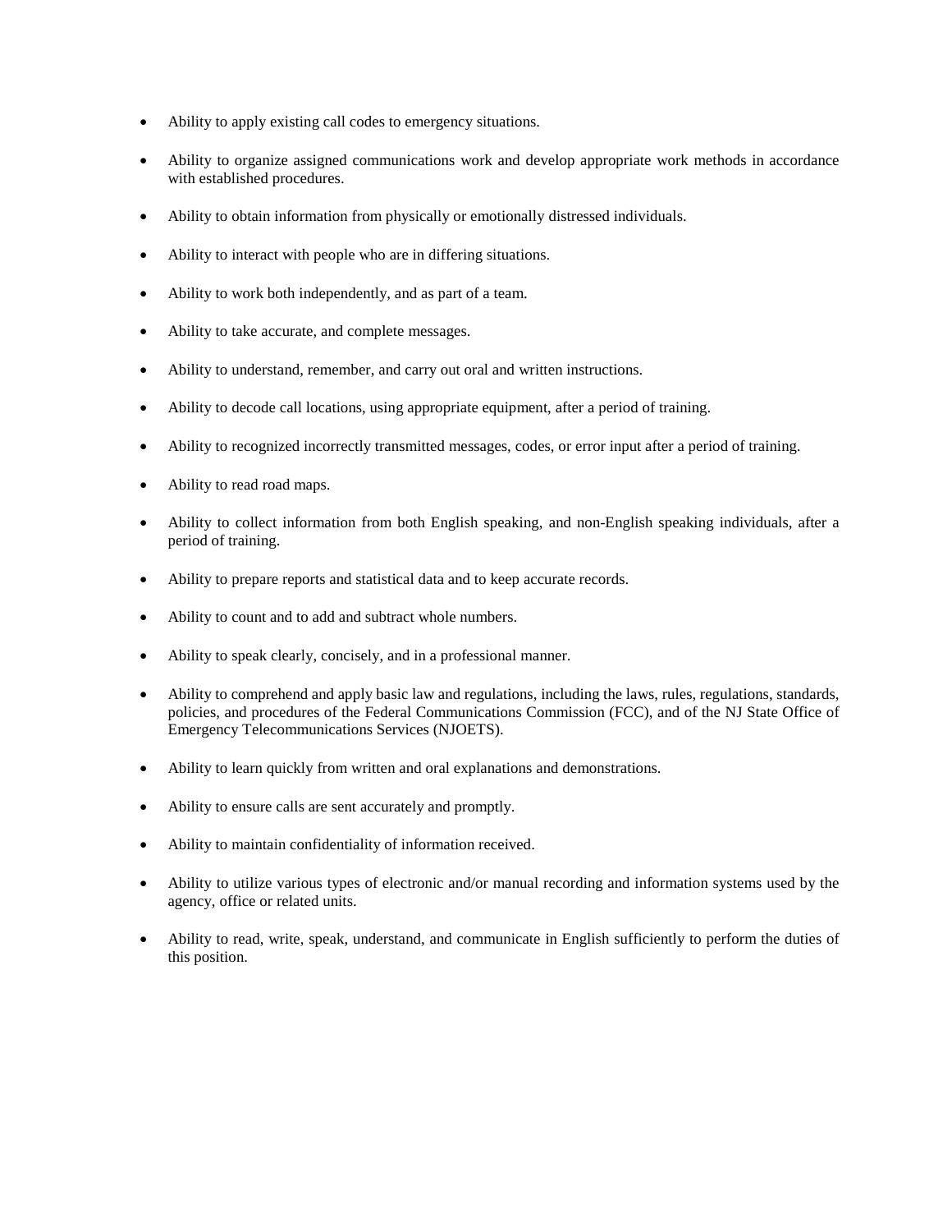- Ability to apply existing call codes to emergency situations.
- Ability to organize assigned communications work and develop appropriate work methods in accordance with established procedures.
- Ability to obtain information from physically or emotionally distressed individuals.
- Ability to interact with people who are in differing situations.
- Ability to work both independently, and as part of a team.
- Ability to take accurate, and complete messages.
- Ability to understand, remember, and carry out oral and written instructions.
- Ability to decode call locations, using appropriate equipment, after a period of training.
- Ability to recognized incorrectly transmitted messages, codes, or error input after a period of training.
- Ability to read road maps.
- Ability to collect information from both English speaking, and non-English speaking individuals, after a period of training.
- Ability to prepare reports and statistical data and to keep accurate records.
- Ability to count and to add and subtract whole numbers.
- Ability to speak clearly, concisely, and in a professional manner.
- Ability to comprehend and apply basic law and regulations, including the laws, rules, regulations, standards, policies, and procedures of the Federal Communications Commission (FCC), and of the NJ State Office of Emergency Telecommunications Services (NJOETS).
- Ability to learn quickly from written and oral explanations and demonstrations.
- Ability to ensure calls are sent accurately and promptly.
- Ability to maintain confidentiality of information received.
- Ability to utilize various types of electronic and/or manual recording and information systems used by the agency, office or related units.
- Ability to read, write, speak, understand, and communicate in English sufficiently to perform the duties of this position.